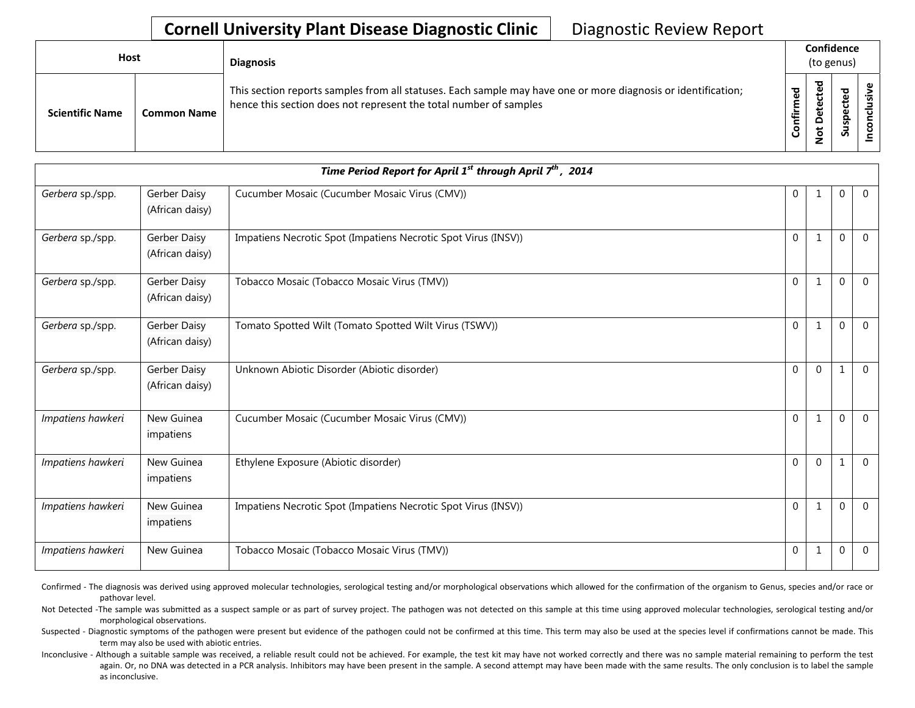# Cornell University Plant Disease Diagnostic Clinic

Diagnostic Review Report

| Host | | Diagnosis | Confidence (to genus) | | | |
|---|---|---|---|---|---|---|
| Scientific Name | Common Name | This section reports samples from all statuses. Each sample may have one or more diagnosis or identification; hence this section does not represent the total number of samples | Confirmed | Not Detected | Suspected | Inconclusive |
| ***Time Period Report for April 1st through April 7th , 2014*** | | | | | | |
| *Gerbera* sp./spp. | Gerber Daisy (African daisy) | Cucumber Mosaic (Cucumber Mosaic Virus (CMV)) | 0 | 1 | 0 | 0 |
| *Gerbera* sp./spp. | Gerber Daisy (African daisy) | Impatiens Necrotic Spot (Impatiens Necrotic Spot Virus (INSV)) | 0 | 1 | 0 | 0 |
| *Gerbera* sp./spp. | Gerber Daisy (African daisy) | Tobacco Mosaic (Tobacco Mosaic Virus (TMV)) | 0 | 1 | 0 | 0 |
| *Gerbera* sp./spp. | Gerber Daisy (African daisy) | Tomato Spotted Wilt (Tomato Spotted Wilt Virus (TSWV)) | 0 | 1 | 0 | 0 |
| *Gerbera* sp./spp. | Gerber Daisy (African daisy) | Unknown Abiotic Disorder (Abiotic disorder) | 0 | 0 | 1 | 0 |
| *Impatiens hawkeri* | New Guinea impatiens | Cucumber Mosaic (Cucumber Mosaic Virus (CMV)) | 0 | 1 | 0 | 0 |
| *Impatiens hawkeri* | New Guinea impatiens | Ethylene Exposure (Abiotic disorder) | 0 | 0 | 1 | 0 |
| *Impatiens hawkeri* | New Guinea impatiens | Impatiens Necrotic Spot (Impatiens Necrotic Spot Virus (INSV)) | 0 | 1 | 0 | 0 |
| *Impatiens hawkeri* | New Guinea | Tobacco Mosaic (Tobacco Mosaic Virus (TMV)) | 0 | 1 | 0 | 0 |

Confirmed - The diagnosis was derived using approved molecular technologies, serological testing and/or morphological observations which allowed for the confirmation of the organism to Genus, species and/or race or pathovar level.

Not Detected -The sample was submitted as a suspect sample or as part of survey project. The pathogen was not detected on this sample at this time using approved molecular technologies, serological testing and/or morphological observations.

Suspected - Diagnostic symptoms of the pathogen were present but evidence of the pathogen could not be confirmed at this time. This term may also be used at the species level if confirmations cannot be made. This term may also be used with abiotic entries.

Inconclusive - Although a suitable sample was received, a reliable result could not be achieved. For example, the test kit may have not worked correctly and there was no sample material remaining to perform the test again. Or, no DNA was detected in a PCR analysis. Inhibitors may have been present in the sample. A second attempt may have been made with the same results. The only conclusion is to label the sample as inconclusive.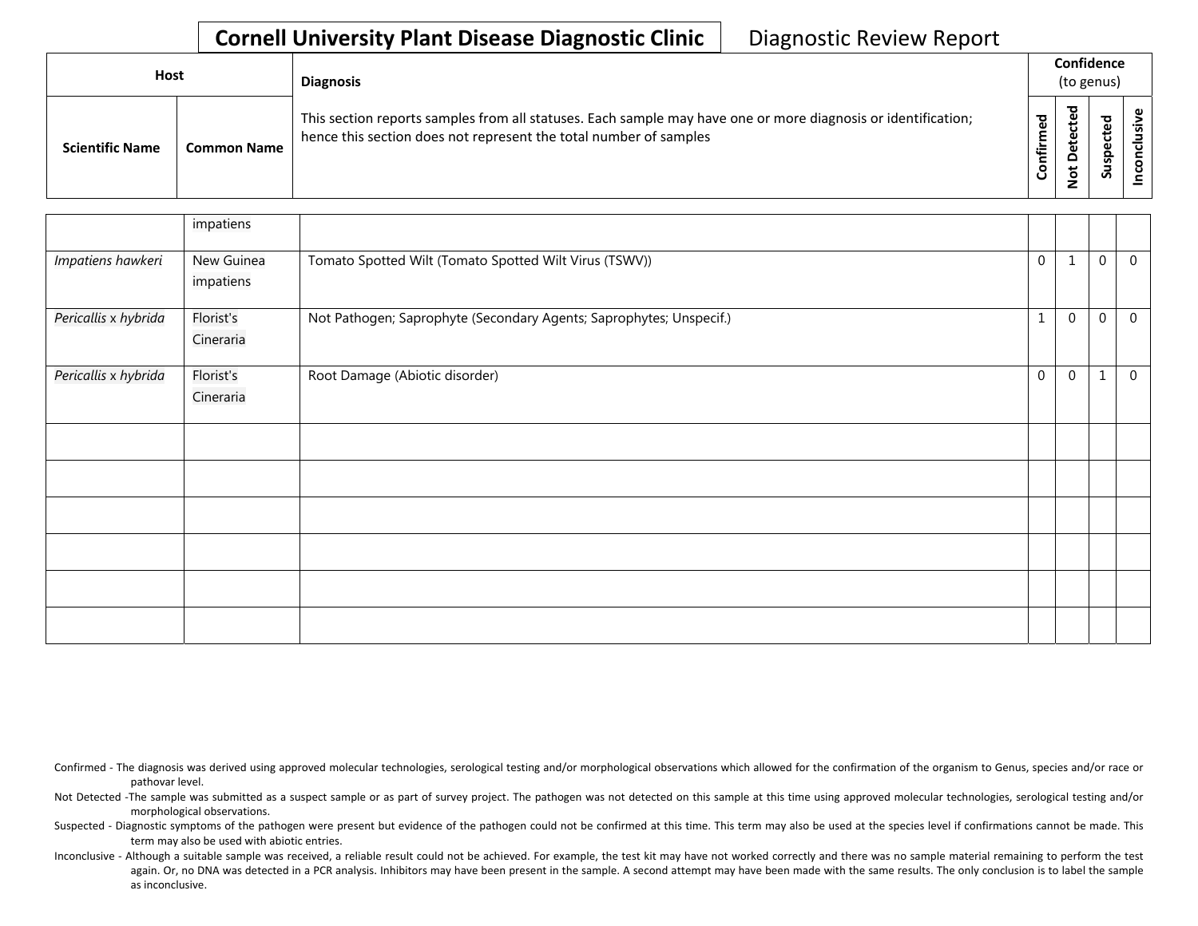| Cornell University Plant Disease Diagnostic Clinic | | Diagnostic Review Report | | | | |
|---|---|---|---|---|---|---|
| **Host** | | **Diagnosis** | **Confidence** (to genus) | | | |
| **Scientific Name** | **Common Name** | This section reports samples from all statuses. Each sample may have one or more diagnosis or identification; hence this section does not represent the total number of samples | **Confirmed** | **Not Detected** | **Suspected** | **Inconclusive** |
| | impatiens | | | | | |
| *Impatiens hawkeri* | New Guinea impatiens | Tomato Spotted Wilt (Tomato Spotted Wilt Virus (TSWV)) | 0 | 1 | 0 | 0 |
| *Pericallis* x *hybrida* | Florist's Cineraria | Not Pathogen; Saprophyte (Secondary Agents; Saprophytes; Unspecif.) | 1 | 0 | 0 | 0 |
| *Pericallis* x *hybrida* | Florist's Cineraria | Root Damage (Abiotic disorder) | 0 | 0 | 1 | 0 |
| | | | | | | |
| | | | | | | |
| | | | | | | |
| | | | | | | |
| | | | | | | |
| | | | | | | |

Confirmed - The diagnosis was derived using approved molecular technologies, serological testing and/or morphological observations which allowed for the confirmation of the organism to Genus, species and/or race or pathovar level.

Not Detected -The sample was submitted as a suspect sample or as part of survey project. The pathogen was not detected on this sample at this time using approved molecular technologies, serological testing and/or morphological observations.

Suspected - Diagnostic symptoms of the pathogen were present but evidence of the pathogen could not be confirmed at this time. This term may also be used at the species level if confirmations cannot be made. This term may also be used with abiotic entries.

Inconclusive - Although a suitable sample was received, a reliable result could not be achieved. For example, the test kit may have not worked correctly and there was no sample material remaining to perform the test again. Or, no DNA was detected in a PCR analysis. Inhibitors may have been present in the sample. A second attempt may have been made with the same results. The only conclusion is to label the sample as inconclusive.